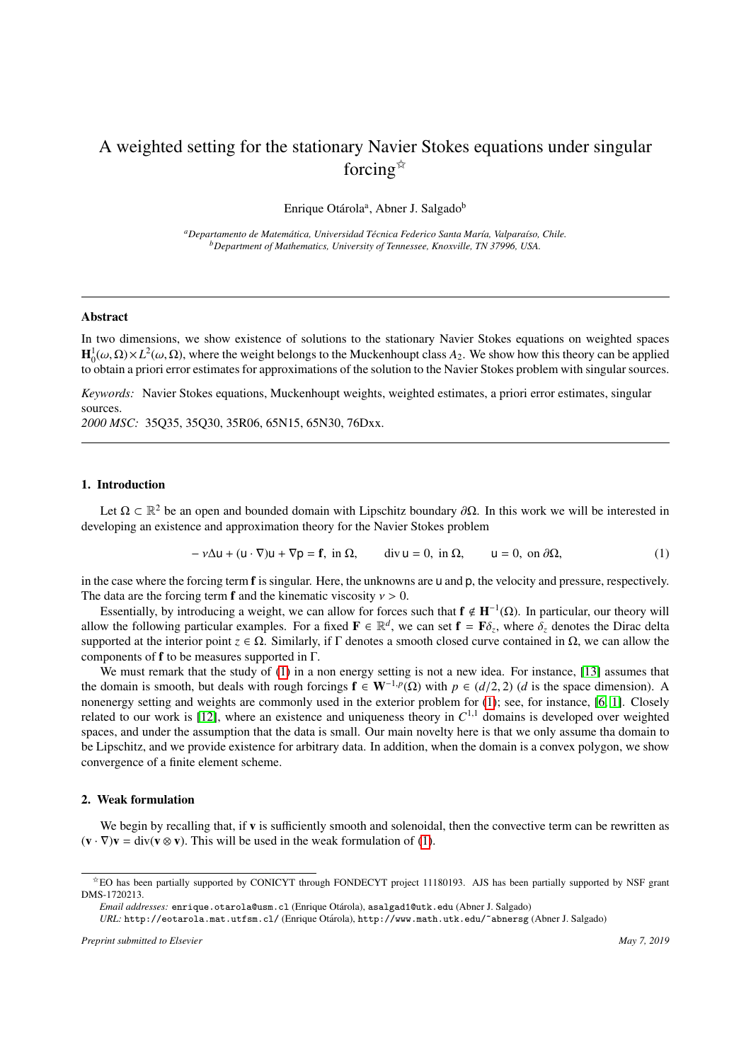# A weighted setting for the stationary Navier Stokes equations under singular forcing[☆]

Enrique Otárola[a], Abner J. Salgado[b]

[a]*Departamento de Matemática, Universidad Técnica Federico Santa María, Valparaíso, Chile.*
[b]*Department of Mathematics, University of Tennessee, Knoxville, TN 37996, USA.*

---

## Abstract

In two dimensions, we show existence of solutions to the stationary Navier Stokes equations on weighted spaces $\mathbf{H}^1_0(\omega,\Omega)\times L^2(\omega,\Omega)$, where the weight belongs to the Muckenhoupt class $A_2$. We show how this theory can be applied to obtain a priori error estimates for approximations of the solution to the Navier Stokes problem with singular sources.

*Keywords:* Navier Stokes equations, Muckenhoupt weights, weighted estimates, a priori error estimates, singular sources.
*2000 MSC:* 35Q35, 35Q30, 35R06, 65N15, 65N30, 76Dxx.

---

## 1. Introduction

Let $\Omega \subset \mathbb{R}^2$ be an open and bounded domain with Lipschitz boundary $\partial\Omega$. In this work we will be interested in developing an existence and approximation theory for the Navier Stokes problem

$$
-\nu\Delta\mathsf{u} + (\mathsf{u}\cdot\nabla)\mathsf{u} + \nabla\mathsf{p} = \mathbf{f}, \text{ in } \Omega, \qquad \operatorname{div}\mathsf{u} = 0, \text{ in } \Omega, \qquad \mathsf{u} = 0, \text{ on } \partial\Omega, \tag{1}
$$

in the case where the forcing term $\mathbf{f}$ is singular. Here, the unknowns are $\mathsf{u}$ and $\mathsf{p}$, the velocity and pressure, respectively. The data are the forcing term $\mathbf{f}$ and the kinematic viscosity $\nu > 0$.

Essentially, by introducing a weight, we can allow for forces such that $\mathbf{f} \notin \mathbf{H}^{-1}(\Omega)$. In particular, our theory will allow the following particular examples. For a fixed $\mathbf{F} \in \mathbb{R}^d$, we can set $\mathbf{f} = \mathbf{F}\delta_z$, where $\delta_z$ denotes the Dirac delta supported at the interior point $z \in \Omega$. Similarly, if $\Gamma$ denotes a smooth closed curve contained in $\Omega$, we can allow the components of $\mathbf{f}$ to be measures supported in $\Gamma$.

We must remark that the study of (1) in a non energy setting is not a new idea. For instance, [13] assumes that the domain is smooth, but deals with rough forcings $\mathbf{f} \in \mathbf{W}^{-1,p}(\Omega)$ with $p \in (d/2, 2)$ ($d$ is the space dimension). A nonenergy setting and weights are commonly used in the exterior problem for (1); see, for instance, [6, 1]. Closely related to our work is [12], where an existence and uniqueness theory in $C^{1,1}$ domains is developed over weighted spaces, and under the assumption that the data is small. Our main novelty here is that we only assume tha domain to be Lipschitz, and we provide existence for arbitrary data. In addition, when the domain is a convex polygon, we show convergence of a finite element scheme.

## 2. Weak formulation

We begin by recalling that, if $\mathbf{v}$ is sufficiently smooth and solenoidal, then the convective term can be rewritten as $(\mathbf{v}\cdot\nabla)\mathbf{v} = \operatorname{div}(\mathbf{v}\otimes\mathbf{v})$. This will be used in the weak formulation of (1).

---

[☆]EO has been partially supported by CONICYT through FONDECYT project 11180193. AJS has been partially supported by NSF grant DMS-1720213.

*Email addresses:* enrique.otarola@usm.cl (Enrique Otárola), asalgad1@utk.edu (Abner J. Salgado)
*URL:* http://eotarola.mat.utfsm.cl/ (Enrique Otárola), http://www.math.utk.edu/~abnersg (Abner J. Salgado)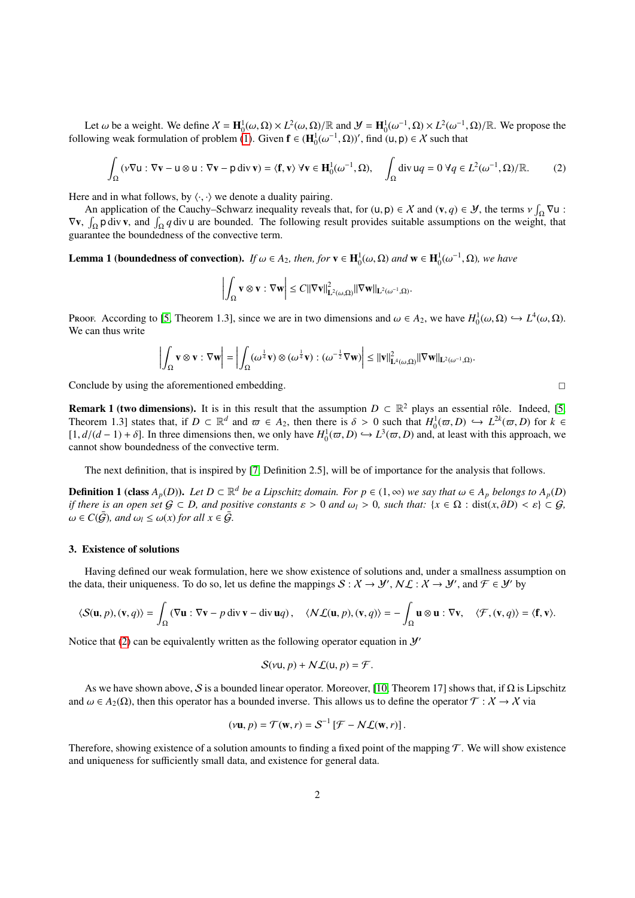Let $\omega$ be a weight. We define $\mathcal{X} = \mathbf{H}^1_0(\omega, \Omega) \times L^2(\omega, \Omega)/\mathbb{R}$ and $\mathcal{Y} = \mathbf{H}^1_0(\omega^{-1}, \Omega) \times L^2(\omega^{-1}, \Omega)/\mathbb{R}$. We propose the following weak formulation of problem (1). Given $\mathbf{f} \in (\mathbf{H}^1_0(\omega^{-1}, \Omega))'$, find $(\mathsf{u}, \mathsf{p}) \in \mathcal{X}$ such that

$$
\int_\Omega (\nu \nabla \mathsf{u} : \nabla \mathbf{v} - \mathsf{u} \otimes \mathsf{u} : \nabla \mathbf{v} - \mathsf{p} \operatorname{div} \mathbf{v}) = \langle \mathbf{f}, \mathbf{v} \rangle \ \forall \mathbf{v} \in \mathbf{H}^1_0(\omega^{-1}, \Omega), \quad \int_\Omega \operatorname{div} \mathsf{u} q = 0 \ \forall q \in L^2(\omega^{-1}, \Omega)/\mathbb{R}. \tag{2}
$$

Here and in what follows, by $\langle \cdot, \cdot \rangle$ we denote a duality pairing.

An application of the Cauchy–Schwarz inequality reveals that, for $(\mathsf{u}, \mathsf{p}) \in \mathcal{X}$ and $(\mathbf{v}, q) \in \mathcal{Y}$, the terms $\nu \int_\Omega \nabla \mathsf{u} : \nabla \mathbf{v}$, $\int_\Omega \mathsf{p} \operatorname{div} \mathbf{v}$, and $\int_\Omega q \operatorname{div} \mathsf{u}$ are bounded. The following result provides suitable assumptions on the weight, that guarantee the boundedness of the convective term.

**Lemma 1 (boundedness of convection).** *If $\omega \in A_2$, then, for $\mathbf{v} \in \mathbf{H}^1_0(\omega, \Omega)$ and $\mathbf{w} \in \mathbf{H}^1_0(\omega^{-1}, \Omega)$, we have*

$$
\left| \int_\Omega \mathbf{v} \otimes \mathbf{v} : \nabla \mathbf{w} \right| \le C \|\nabla \mathbf{v}\|^2_{\mathbf{L}^2(\omega, \Omega)} \|\nabla \mathbf{w}\|_{\mathbf{L}^2(\omega^{-1}, \Omega)}.
$$

Proof. According to [5, Theorem 1.3], since we are in two dimensions and $\omega \in A_2$, we have $H^1_0(\omega, \Omega) \hookrightarrow L^4(\omega, \Omega)$. We can thus write

$$
\left| \int_\Omega \mathbf{v} \otimes \mathbf{v} : \nabla \mathbf{w} \right| = \left| \int_\Omega (\omega^{\frac{1}{4}} \mathbf{v}) \otimes (\omega^{\frac{1}{4}} \mathbf{v}) : (\omega^{-\frac{1}{2}} \nabla \mathbf{w}) \right| \le \|\mathbf{v}\|^2_{\mathbf{L}^4(\omega, \Omega)} \|\nabla \mathbf{w}\|_{\mathbf{L}^2(\omega^{-1}, \Omega)}.
$$

Conclude by using the aforementioned embedding. □

**Remark 1 (two dimensions).** It is in this result that the assumption $D \subset \mathbb{R}^2$ plays an essential rôle. Indeed, [5, Theorem 1.3] states that, if $D \subset \mathbb{R}^d$ and $\varpi \in A_2$, then there is $\delta > 0$ such that $H^1_0(\varpi, D) \hookrightarrow L^{2k}(\varpi, D)$ for $k \in [1, d/(d-1) + \delta]$. In three dimensions then, we only have $H^1_0(\varpi, D) \hookrightarrow L^3(\varpi, D)$ and, at least with this approach, we cannot show boundedness of the convective term.

The next definition, that is inspired by [7, Definition 2.5], will be of importance for the analysis that follows.

**Definition 1 (class $A_p(D)$).** *Let $D \subset \mathbb{R}^d$ be a Lipschitz domain. For $p \in (1, \infty)$ we say that $\omega \in A_p$ belongs to $A_p(D)$ if there is an open set $\mathcal{G} \subset D$, and positive constants $\varepsilon > 0$ and $\omega_l > 0$, such that: $\{x \in \Omega : \operatorname{dist}(x, \partial D) < \varepsilon\} \subset \mathcal{G}$, $\omega \in C(\bar{\mathcal{G}})$, and $\omega_l \le \omega(x)$ for all $x \in \bar{\mathcal{G}}$.*

## 3. Existence of solutions

Having defined our weak formulation, here we show existence of solutions and, under a smallness assumption on the data, their uniqueness. To do so, let us define the mappings $\mathcal{S} : \mathcal{X} \to \mathcal{Y}'$, $\mathcal{NL} : \mathcal{X} \to \mathcal{Y}'$, and $\mathcal{F} \in \mathcal{Y}'$ by

$$
\langle \mathcal{S}(\mathbf{u}, p), (\mathbf{v}, q) \rangle = \int_\Omega (\nabla \mathbf{u} : \nabla \mathbf{v} - p \operatorname{div} \mathbf{v} - \operatorname{div} \mathbf{u} q), \quad \langle \mathcal{NL}(\mathbf{u}, p), (\mathbf{v}, q) \rangle = -\int_\Omega \mathbf{u} \otimes \mathbf{u} : \nabla \mathbf{v}, \quad \langle \mathcal{F}, (\mathbf{v}, q) \rangle = \langle \mathbf{f}, \mathbf{v} \rangle.
$$

Notice that (2) can be equivalently written as the following operator equation in $\mathcal{Y}'$

$$
\mathcal{S}(\nu \mathsf{u}, p) + \mathcal{NL}(\mathsf{u}, p) = \mathcal{F}.
$$

As we have shown above, $\mathcal{S}$ is a bounded linear operator. Moreover, [10, Theorem 17] shows that, if $\Omega$ is Lipschitz and $\omega \in A_2(\Omega)$, then this operator has a bounded inverse. This allows us to define the operator $\mathcal{T} : \mathcal{X} \to \mathcal{X}$ via

$$
(\nu \mathbf{u}, p) = \mathcal{T}(\mathbf{w}, r) = \mathcal{S}^{-1} \left[ \mathcal{F} - \mathcal{NL}(\mathbf{w}, r) \right].
$$

Therefore, showing existence of a solution amounts to finding a fixed point of the mapping $\mathcal{T}$. We will show existence and uniqueness for sufficiently small data, and existence for general data.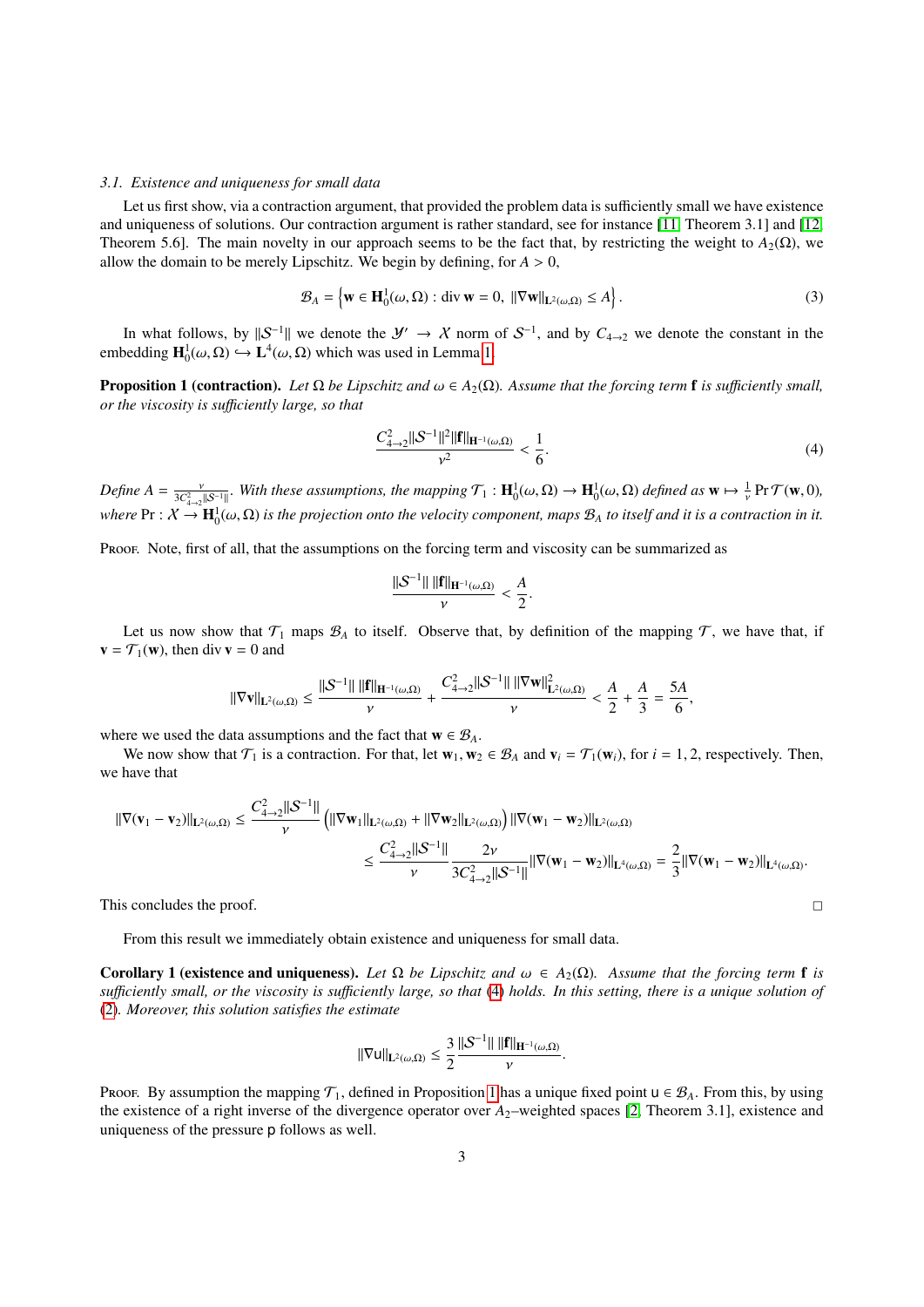### 3.1. Existence and uniqueness for small data

Let us first show, via a contraction argument, that provided the problem data is sufficiently small we have existence and uniqueness of solutions. Our contraction argument is rather standard, see for instance [11, Theorem 3.1] and [12, Theorem 5.6]. The main novelty in our approach seems to be the fact that, by restricting the weight to $A_2(\Omega)$, we allow the domain to be merely Lipschitz. We begin by defining, for $A > 0$,

$$\mathcal{B}_A = \left\{ \mathbf{w} \in \mathbf{H}_0^1(\omega,\Omega) : \operatorname{div} \mathbf{w} = 0,\ \|\nabla \mathbf{w}\|_{\mathbf{L}^2(\omega,\Omega)} \leq A \right\}. \tag{3}$$

In what follows, by $\|\mathcal{S}^{-1}\|$ we denote the $\mathcal{Y}' \to \mathcal{X}$ norm of $\mathcal{S}^{-1}$, and by $C_{4\to 2}$ we denote the constant in the embedding $\mathbf{H}_0^1(\omega,\Omega) \hookrightarrow \mathbf{L}^4(\omega,\Omega)$ which was used in Lemma 1.

**Proposition 1 (contraction).** *Let $\Omega$ be Lipschitz and $\omega \in A_2(\Omega)$. Assume that the forcing term $\mathbf{f}$ is sufficiently small, or the viscosity is sufficiently large, so that*

$$\frac{C_{4\to 2}^2 \|\mathcal{S}^{-1}\|^2 \|\mathbf{f}\|_{\mathbf{H}^{-1}(\omega,\Omega)}}{\nu^2} < \frac{1}{6}. \tag{4}$$

*Define $A = \frac{\nu}{3C_{4\to 2}^2 \|\mathcal{S}^{-1}\|}$. With these assumptions, the mapping $\mathcal{T}_1 : \mathbf{H}_0^1(\omega,\Omega) \to \mathbf{H}_0^1(\omega,\Omega)$ defined as $\mathbf{w} \mapsto \frac{1}{\nu} \Pr \mathcal{T}(\mathbf{w}, 0)$, where $\Pr : \mathcal{X} \to \mathbf{H}_0^1(\omega,\Omega)$ is the projection onto the velocity component, maps $\mathcal{B}_A$ to itself and it is a contraction in it.*

Proof. Note, first of all, that the assumptions on the forcing term and viscosity can be summarized as

$$\frac{\|\mathcal{S}^{-1}\|\, \|\mathbf{f}\|_{\mathbf{H}^{-1}(\omega,\Omega)}}{\nu} < \frac{A}{2}.$$

Let us now show that $\mathcal{T}_1$ maps $\mathcal{B}_A$ to itself. Observe that, by definition of the mapping $\mathcal{T}$, we have that, if $\mathbf{v} = \mathcal{T}_1(\mathbf{w})$, then $\operatorname{div} \mathbf{v} = 0$ and

$$\|\nabla \mathbf{v}\|_{\mathbf{L}^2(\omega,\Omega)} \leq \frac{\|\mathcal{S}^{-1}\|\, \|\mathbf{f}\|_{\mathbf{H}^{-1}(\omega,\Omega)}}{\nu} + \frac{C_{4\to 2}^2 \|\mathcal{S}^{-1}\|\, \|\nabla \mathbf{w}\|_{\mathbf{L}^2(\omega,\Omega)}^2}{\nu} < \frac{A}{2} + \frac{A}{3} = \frac{5A}{6},$$

where we used the data assumptions and the fact that $\mathbf{w} \in \mathcal{B}_A$.

We now show that $\mathcal{T}_1$ is a contraction. For that, let $\mathbf{w}_1, \mathbf{w}_2 \in \mathcal{B}_A$ and $\mathbf{v}_i = \mathcal{T}_1(\mathbf{w}_i)$, for $i = 1, 2$, respectively. Then, we have that

$$\begin{aligned}
\|\nabla(\mathbf{v}_1 - \mathbf{v}_2)\|_{\mathbf{L}^2(\omega,\Omega)} &\leq \frac{C_{4\to 2}^2 \|\mathcal{S}^{-1}\|}{\nu} \left( \|\nabla \mathbf{w}_1\|_{\mathbf{L}^2(\omega,\Omega)} + \|\nabla \mathbf{w}_2\|_{\mathbf{L}^2(\omega,\Omega)} \right) \|\nabla(\mathbf{w}_1 - \mathbf{w}_2)\|_{\mathbf{L}^2(\omega,\Omega)} \\
&\leq \frac{C_{4\to 2}^2 \|\mathcal{S}^{-1}\|}{\nu} \frac{2\nu}{3C_{4\to 2}^2 \|\mathcal{S}^{-1}\|} \|\nabla(\mathbf{w}_1 - \mathbf{w}_2)\|_{\mathbf{L}^4(\omega,\Omega)} = \frac{2}{3} \|\nabla(\mathbf{w}_1 - \mathbf{w}_2)\|_{\mathbf{L}^4(\omega,\Omega)}.
\end{aligned}$$

This concludes the proof. $\square$

From this result we immediately obtain existence and uniqueness for small data.

**Corollary 1 (existence and uniqueness).** *Let $\Omega$ be Lipschitz and $\omega \in A_2(\Omega)$. Assume that the forcing term $\mathbf{f}$ is sufficiently small, or the viscosity is sufficiently large, so that (4) holds. In this setting, there is a unique solution of (2). Moreover, this solution satisfies the estimate*

$$\|\nabla \mathsf{u}\|_{\mathbf{L}^2(\omega,\Omega)} \leq \frac{3}{2} \frac{\|\mathcal{S}^{-1}\|\, \|\mathbf{f}\|_{\mathbf{H}^{-1}(\omega,\Omega)}}{\nu}.$$

Proof. By assumption the mapping $\mathcal{T}_1$, defined in Proposition 1 has a unique fixed point $\mathsf{u} \in \mathcal{B}_A$. From this, by using the existence of a right inverse of the divergence operator over $A_2$–weighted spaces [2, Theorem 3.1], existence and uniqueness of the pressure $\mathsf{p}$ follows as well.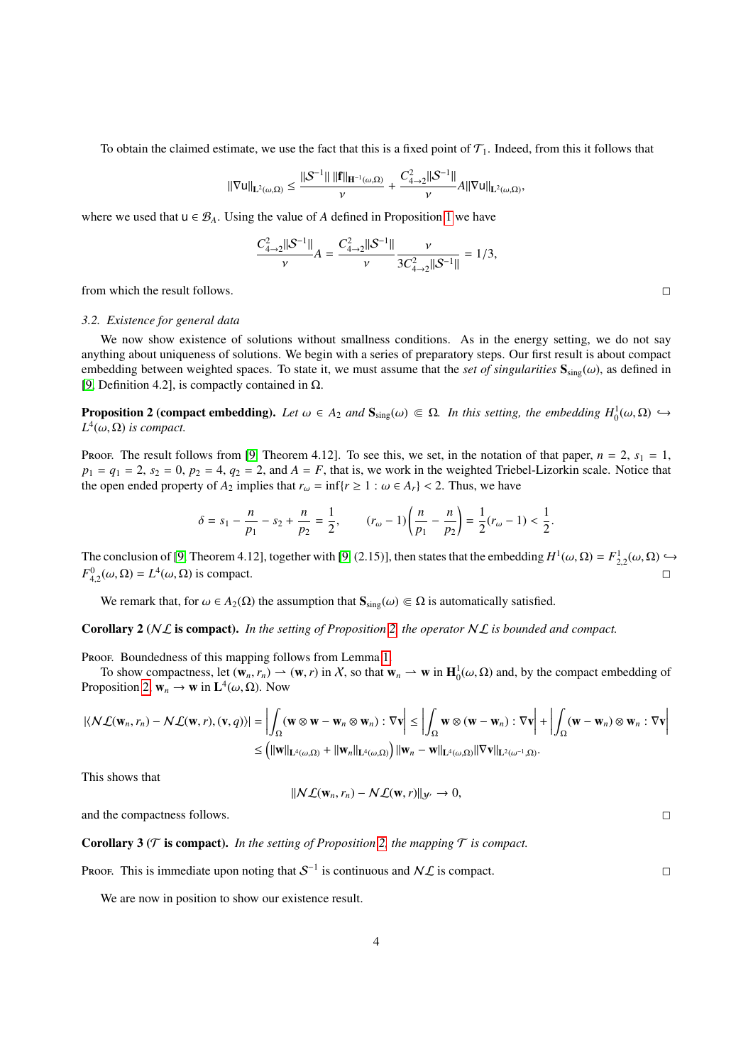To obtain the claimed estimate, we use the fact that this is a fixed point of $\mathcal{T}_1$. Indeed, from this it follows that

$$\|\nabla \mathsf{u}\|_{\mathbf{L}^2(\omega,\Omega)} \leq \frac{\|\mathcal{S}^{-1}\| \, \|\mathbf{f}\|_{\mathbf{H}^{-1}(\omega,\Omega)}}{\nu} + \frac{C_{4\to 2}^2 \|\mathcal{S}^{-1}\|}{\nu} A \|\nabla \mathsf{u}\|_{\mathbf{L}^2(\omega,\Omega)},$$

where we used that $\mathsf{u} \in \mathcal{B}_A$. Using the value of $A$ defined in Proposition 1 we have

$$\frac{C_{4\to 2}^2 \|\mathcal{S}^{-1}\|}{\nu} A = \frac{C_{4\to 2}^2 \|\mathcal{S}^{-1}\|}{\nu} \frac{\nu}{3 C_{4\to 2}^2 \|\mathcal{S}^{-1}\|} = 1/3,$$

from which the result follows. ☐

### 3.2. Existence for general data

We now show existence of solutions without smallness conditions. As in the energy setting, we do not say anything about uniqueness of solutions. We begin with a series of preparatory steps. Our first result is about compact embedding between weighted spaces. To state it, we must assume that the *set of singularities* $\mathbf{S}_{\text{sing}}(\omega)$, as defined in [9, Definition 4.2], is compactly contained in $\Omega$.

**Proposition 2 (compact embedding).** *Let $\omega \in A_2$ and $\mathbf{S}_{\text{sing}}(\omega) \Subset \Omega$. In this setting, the embedding $H_0^1(\omega,\Omega) \hookrightarrow L^4(\omega,\Omega)$ is compact.*

Proof. The result follows from [9, Theorem 4.12]. To see this, we set, in the notation of that paper, $n = 2$, $s_1 = 1$, $p_1 = q_1 = 2$, $s_2 = 0$, $p_2 = 4$, $q_2 = 2$, and $A = F$, that is, we work in the weighted Triebel-Lizorkin scale. Notice that the open ended property of $A_2$ implies that $r_\omega = \inf\{r \geq 1 : \omega \in A_r\} < 2$. Thus, we have

$$\delta = s_1 - \frac{n}{p_1} - s_2 + \frac{n}{p_2} = \frac{1}{2}, \qquad (r_\omega - 1)\left(\frac{n}{p_1} - \frac{n}{p_2}\right) = \frac{1}{2}(r_\omega - 1) < \frac{1}{2}.$$

The conclusion of [9, Theorem 4.12], together with [9, (2.15)], then states that the embedding $H^1(\omega,\Omega) = F^1_{2,2}(\omega,\Omega) \hookrightarrow F^0_{4,2}(\omega,\Omega) = L^4(\omega,\Omega)$ is compact. ☐

We remark that, for $\omega \in A_2(\Omega)$ the assumption that $\mathbf{S}_{\text{sing}}(\omega) \Subset \Omega$ is automatically satisfied.

**Corollary 2 ($\mathcal{NL}$ is compact).** *In the setting of Proposition 2, the operator $\mathcal{NL}$ is bounded and compact.*

Proof. Boundedness of this mapping follows from Lemma 1.

To show compactness, let $(\mathbf{w}_n, r_n) \rightharpoonup (\mathbf{w}, r)$ in $\mathcal{X}$, so that $\mathbf{w}_n \rightharpoonup \mathbf{w}$ in $\mathbf{H}_0^1(\omega,\Omega)$ and, by the compact embedding of Proposition 2, $\mathbf{w}_n \to \mathbf{w}$ in $\mathbf{L}^4(\omega,\Omega)$. Now

$$\begin{aligned}
|\langle \mathcal{NL}(\mathbf{w}_n, r_n) - \mathcal{NL}(\mathbf{w}, r), (\mathbf{v}, q)\rangle| &= \left| \int_\Omega (\mathbf{w} \otimes \mathbf{w} - \mathbf{w}_n \otimes \mathbf{w}_n) : \nabla \mathbf{v} \right| \leq \left| \int_\Omega \mathbf{w} \otimes (\mathbf{w} - \mathbf{w}_n) : \nabla \mathbf{v} \right| + \left| \int_\Omega (\mathbf{w} - \mathbf{w}_n) \otimes \mathbf{w}_n : \nabla \mathbf{v} \right| \\
&\leq \left( \|\mathbf{w}\|_{\mathbf{L}^4(\omega,\Omega)} + \|\mathbf{w}_n\|_{\mathbf{L}^4(\omega,\Omega)} \right) \|\mathbf{w}_n - \mathbf{w}\|_{\mathbf{L}^4(\omega,\Omega)} \|\nabla \mathbf{v}\|_{\mathbf{L}^2(\omega^{-1},\Omega)}.
\end{aligned}$$

This shows that

$$\|\mathcal{NL}(\mathbf{w}_n, r_n) - \mathcal{NL}(\mathbf{w}, r)\|_{\mathcal{Y}'} \to 0,$$

and the compactness follows. ☐

**Corollary 3 ($\mathcal{T}$ is compact).** *In the setting of Proposition 2, the mapping $\mathcal{T}$ is compact.*

Proof. This is immediate upon noting that $\mathcal{S}^{-1}$ is continuous and $\mathcal{NL}$ is compact. ☐

We are now in position to show our existence result.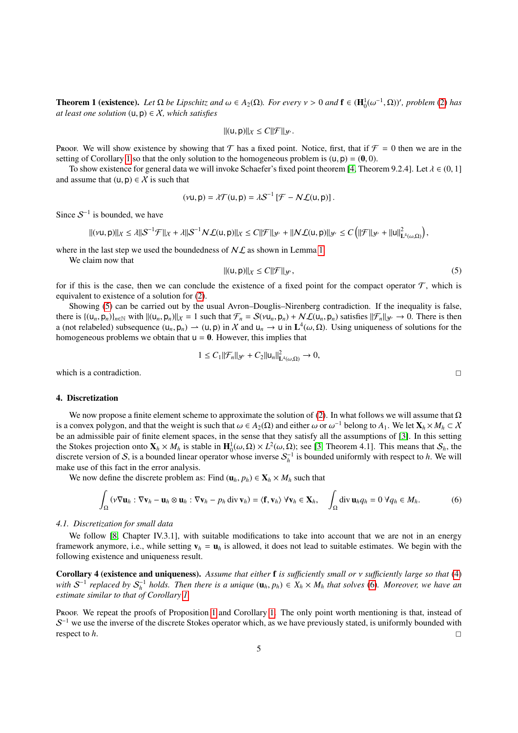**Theorem 1 (existence).** *Let $\Omega$ be Lipschitz and $\omega \in A_2(\Omega)$. For every $\nu > 0$ and $\mathbf{f} \in (\mathbf{H}^1_0(\omega^{-1}, \Omega))'$, problem (2) has at least one solution $(\mathsf{u}, \mathsf{p}) \in \mathcal{X}$, which satisfies*

$$\|(\mathsf{u}, \mathsf{p})\|_{\mathcal{X}} \le C \|\mathcal{F}\|_{\mathcal{Y}'}.$$

Proof. We will show existence by showing that $\mathcal{T}$ has a fixed point. Notice, first, that if $\mathcal{F} = 0$ then we are in the setting of Corollary 1 so that the only solution to the homogeneous problem is $(\mathsf{u}, \mathsf{p}) = (\mathbf{0}, 0)$.

To show existence for general data we will invoke Schaefer's fixed point theorem [4, Theorem 9.2.4]. Let $\lambda \in (0, 1]$ and assume that $(\mathsf{u}, \mathsf{p}) \in \mathcal{X}$ is such that

$$(\nu \mathsf{u}, \mathsf{p}) = \lambda \mathcal{T}(\mathsf{u}, \mathsf{p}) = \lambda \mathcal{S}^{-1} \left[ \mathcal{F} - \mathcal{NL}(\mathsf{u}, \mathsf{p}) \right].$$

Since $\mathcal{S}^{-1}$ is bounded, we have

$$\|(\nu \mathsf{u}, \mathsf{p})\|_{\mathcal{X}} \le \lambda \|\mathcal{S}^{-1}\mathcal{F}\|_{\mathcal{X}} + \lambda \|\mathcal{S}^{-1}\mathcal{NL}(\mathsf{u}, \mathsf{p})\|_{\mathcal{X}} \le C\|\mathcal{F}\|_{\mathcal{Y}'} + \|\mathcal{NL}(\mathsf{u}, \mathsf{p})\|_{\mathcal{Y}'} \le C \left( \|\mathcal{F}\|_{\mathcal{Y}'} + \|\mathsf{u}\|^2_{\mathbf{L}^4(\omega, \Omega)} \right),$$

where in the last step we used the boundedness of $\mathcal{NL}$ as shown in Lemma 1.

We claim now that

$$\|(\mathsf{u}, \mathsf{p})\|_{\mathcal{X}} \le C \|\mathcal{F}\|_{\mathcal{Y}'}, \tag{5}$$

for if this is the case, then we can conclude the existence of a fixed point for the compact operator $\mathcal{T}$, which is equivalent to existence of a solution for (2).

Showing (5) can be carried out by the usual Avron–Douglis–Nirenberg contradiction. If the inequality is false, there is $\{(\mathsf{u}_n, \mathsf{p}_n)\}_{n \in \mathbb{N}}$ with $\|(\mathsf{u}_n, \mathsf{p}_n)\|_{\mathcal{X}} = 1$ such that $\mathcal{F}_n = \mathcal{S}(\nu \mathsf{u}_n, \mathsf{p}_n) + \mathcal{NL}(\mathsf{u}_n, \mathsf{p}_n)$ satisfies $\|\mathcal{F}_n\|_{\mathcal{Y}'} \to 0$. There is then a (not relabeled) subsequence $(\mathsf{u}_n, \mathsf{p}_n) \rightharpoonup (\mathsf{u}, \mathsf{p})$ in $\mathcal{X}$ and $\mathsf{u}_n \to \mathsf{u}$ in $\mathbf{L}^4(\omega, \Omega)$. Using uniqueness of solutions for the homogeneous problems we obtain that $\mathsf{u} = \mathbf{0}$. However, this implies that

$$1 \le C_1 \|\mathcal{F}_n\|_{\mathcal{Y}'} + C_2 \|\mathsf{u}_n\|^2_{\mathbf{L}^4(\omega, \Omega)} \to 0,$$

which is a contradiction. □

## 4. Discretization

We now propose a finite element scheme to approximate the solution of (2). In what follows we will assume that $\Omega$ is a convex polygon, and that the weight is such that $\omega \in A_2(\Omega)$ and either $\omega$ or $\omega^{-1}$ belong to $A_1$. We let $\mathbf{X}_h \times M_h \subset \mathcal{X}$ be an admissible pair of finite element spaces, in the sense that they satisfy all the assumptions of [3]. In this setting the Stokes projection onto $\mathbf{X}_h \times M_h$ is stable in $\mathbf{H}^1_0(\omega, \Omega) \times L^2(\omega, \Omega)$; see [3, Theorem 4.1]. This means that $\mathcal{S}_h$, the discrete version of $\mathcal{S}$, is a bounded linear operator whose inverse $\mathcal{S}_h^{-1}$ is bounded uniformly with respect to $h$. We will make use of this fact in the error analysis.

We now define the discrete problem as: Find $(\mathbf{u}_h, p_h) \in \mathbf{X}_h \times M_h$ such that

$$\int_\Omega (\nu \nabla \mathbf{u}_h : \nabla \mathbf{v}_h - \mathbf{u}_h \otimes \mathbf{u}_h : \nabla \mathbf{v}_h - p_h \operatorname{div} \mathbf{v}_h) = \langle \mathbf{f}, \mathbf{v}_h \rangle \; \forall \mathbf{v}_h \in \mathbf{X}_h, \quad \int_\Omega \operatorname{div} \mathbf{u}_h q_h = 0 \; \forall q_h \in M_h. \tag{6}$$

### 4.1. Discretization for small data

We follow [8, Chapter IV.3.1], with suitable modifications to take into account that we are not in an energy framework anymore, i.e., while setting $\mathbf{v}_h = \mathbf{u}_h$ is allowed, it does not lead to suitable estimates. We begin with the following existence and uniqueness result.

**Corollary 4 (existence and uniqueness).** *Assume that either $\mathbf{f}$ is sufficiently small or $\nu$ sufficiently large so that (4) with $\mathcal{S}^{-1}$ replaced by $\mathcal{S}_h^{-1}$ holds. Then there is a unique $(\mathbf{u}_h, p_h) \in X_h \times M_h$ that solves (6). Moreover, we have an estimate similar to that of Corollary 1.*

Proof. We repeat the proofs of Proposition 1 and Corollary 1. The only point worth mentioning is that, instead of $\mathcal{S}^{-1}$ we use the inverse of the discrete Stokes operator which, as we have previously stated, is uniformly bounded with respect to $h$. □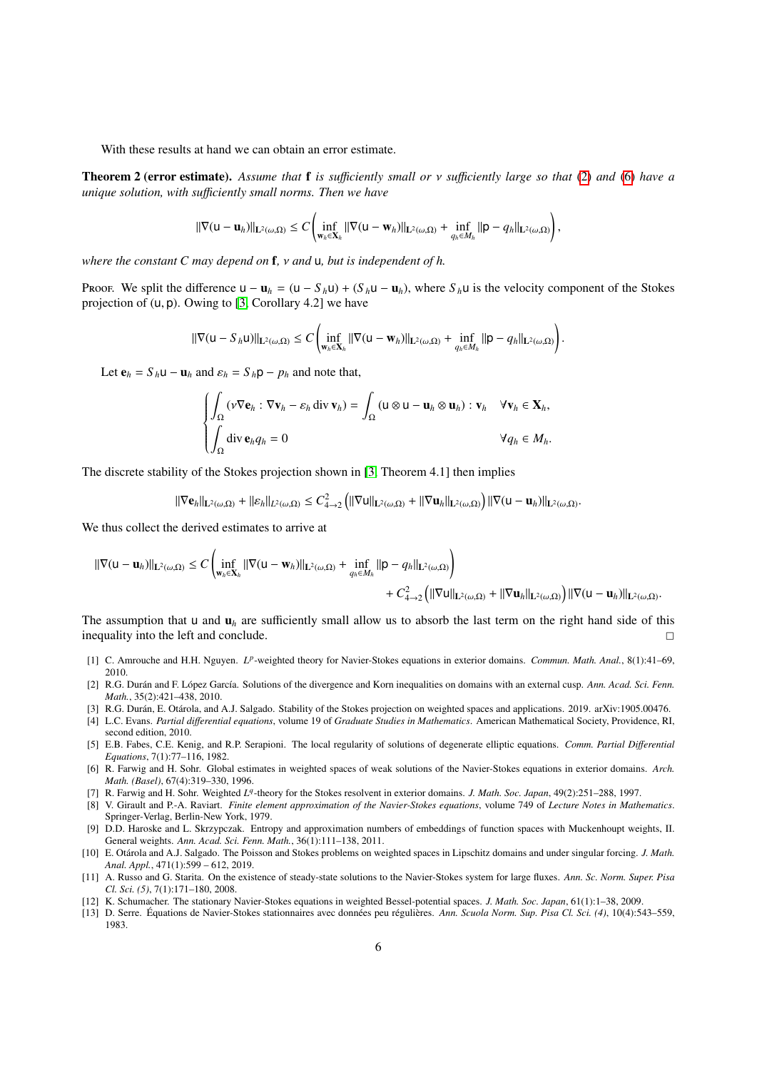With these results at hand we can obtain an error estimate.

**Theorem 2 (error estimate).** *Assume that* $\mathbf{f}$ *is sufficiently small or* $\nu$ *sufficiently large so that* (2) *and* (6) *have a unique solution, with sufficiently small norms. Then we have*

$$\|\nabla(\mathsf{u} - \mathbf{u}_h)\|_{\mathbf{L}^2(\omega,\Omega)} \le C\left( \inf_{\mathbf{w}_h \in \mathbf{X}_h} \|\nabla(\mathsf{u} - \mathbf{w}_h)\|_{\mathbf{L}^2(\omega,\Omega)} + \inf_{q_h \in M_h} \|\mathsf{p} - q_h\|_{L^2(\omega,\Omega)} \right),$$

*where the constant* $C$ *may depend on* $\mathbf{f}$*,* $\nu$ *and* $\mathsf{u}$*, but is independent of* $h$*.*

Proof. We split the difference $\mathsf{u} - \mathbf{u}_h = (\mathsf{u} - S_h\mathsf{u}) + (S_h\mathsf{u} - \mathbf{u}_h)$, where $S_h\mathsf{u}$ is the velocity component of the Stokes projection of $(\mathsf{u}, \mathsf{p})$. Owing to [3, Corollary 4.2] we have

$$\|\nabla(\mathsf{u} - S_h\mathsf{u})\|_{\mathbf{L}^2(\omega,\Omega)} \le C\left( \inf_{\mathbf{w}_h \in \mathbf{X}_h} \|\nabla(\mathsf{u} - \mathbf{w}_h)\|_{\mathbf{L}^2(\omega,\Omega)} + \inf_{q_h \in M_h} \|\mathsf{p} - q_h\|_{L^2(\omega,\Omega)} \right).$$

Let $\mathbf{e}_h = S_h\mathsf{u} - \mathbf{u}_h$ and $\varepsilon_h = S_h\mathsf{p} - p_h$ and note that,

$$\begin{cases} \displaystyle\int_\Omega (\nu \nabla \mathbf{e}_h : \nabla \mathbf{v}_h - \varepsilon_h \operatorname{div} \mathbf{v}_h) = \int_\Omega (\mathsf{u} \otimes \mathsf{u} - \mathbf{u}_h \otimes \mathbf{u}_h) : \mathbf{v}_h & \forall \mathbf{v}_h \in \mathbf{X}_h, \\ \displaystyle\int_\Omega \operatorname{div} \mathbf{e}_h q_h = 0 & \forall q_h \in M_h. \end{cases}$$

The discrete stability of the Stokes projection shown in [3, Theorem 4.1] then implies

$$\|\nabla \mathbf{e}_h\|_{\mathbf{L}^2(\omega,\Omega)} + \|\varepsilon_h\|_{L^2(\omega,\Omega)} \le C_{4\to 2}^2 \left( \|\nabla \mathsf{u}\|_{\mathbf{L}^2(\omega,\Omega)} + \|\nabla \mathbf{u}_h\|_{\mathbf{L}^2(\omega,\Omega)} \right) \|\nabla(\mathsf{u} - \mathbf{u}_h)\|_{\mathbf{L}^2(\omega,\Omega)}.$$

We thus collect the derived estimates to arrive at

$$\begin{aligned} \|\nabla(\mathsf{u} - \mathbf{u}_h)\|_{\mathbf{L}^2(\omega,\Omega)} \le C &\left( \inf_{\mathbf{w}_h \in \mathbf{X}_h} \|\nabla(\mathsf{u} - \mathbf{w}_h)\|_{\mathbf{L}^2(\omega,\Omega)} + \inf_{q_h \in M_h} \|\mathsf{p} - q_h\|_{L^2(\omega,\Omega)} \right) \\ &+ C_{4\to 2}^2 \left( \|\nabla \mathsf{u}\|_{\mathbf{L}^2(\omega,\Omega)} + \|\nabla \mathbf{u}_h\|_{\mathbf{L}^2(\omega,\Omega)} \right) \|\nabla(\mathsf{u} - \mathbf{u}_h)\|_{\mathbf{L}^2(\omega,\Omega)}. \end{aligned}$$

The assumption that $\mathsf{u}$ and $\mathbf{u}_h$ are sufficiently small allow us to absorb the last term on the right hand side of this inequality into the left and conclude. □

[1] C. Amrouche and H.H. Nguyen. $L^p$-weighted theory for Navier-Stokes equations in exterior domains. *Commun. Math. Anal.*, 8(1):41–69, 2010.

[2] R.G. Durán and F. López García. Solutions of the divergence and Korn inequalities on domains with an external cusp. *Ann. Acad. Sci. Fenn. Math.*, 35(2):421–438, 2010.

[3] R.G. Durán, E. Otárola, and A.J. Salgado. Stability of the Stokes projection on weighted spaces and applications. 2019. arXiv:1905.00476.

[4] L.C. Evans. *Partial differential equations*, volume 19 of *Graduate Studies in Mathematics*. American Mathematical Society, Providence, RI, second edition, 2010.

[5] E.B. Fabes, C.E. Kenig, and R.P. Serapioni. The local regularity of solutions of degenerate elliptic equations. *Comm. Partial Differential Equations*, 7(1):77–116, 1982.

[6] R. Farwig and H. Sohr. Global estimates in weighted spaces of weak solutions of the Navier-Stokes equations in exterior domains. *Arch. Math. (Basel)*, 67(4):319–330, 1996.

[7] R. Farwig and H. Sohr. Weighted $L^q$-theory for the Stokes resolvent in exterior domains. *J. Math. Soc. Japan*, 49(2):251–288, 1997.

[8] V. Girault and P.-A. Raviart. *Finite element approximation of the Navier-Stokes equations*, volume 749 of *Lecture Notes in Mathematics*. Springer-Verlag, Berlin-New York, 1979.

[9] D.D. Haroske and L. Skrzypczak. Entropy and approximation numbers of embeddings of function spaces with Muckenhoupt weights, II. General weights. *Ann. Acad. Sci. Fenn. Math.*, 36(1):111–138, 2011.

[10] E. Otárola and A.J. Salgado. The Poisson and Stokes problems on weighted spaces in Lipschitz domains and under singular forcing. *J. Math. Anal. Appl.*, 471(1):599 – 612, 2019.

[11] A. Russo and G. Starita. On the existence of steady-state solutions to the Navier-Stokes system for large fluxes. *Ann. Sc. Norm. Super. Pisa Cl. Sci. (5)*, 7(1):171–180, 2008.

[12] K. Schumacher. The stationary Navier-Stokes equations in weighted Bessel-potential spaces. *J. Math. Soc. Japan*, 61(1):1–38, 2009.

[13] D. Serre. Équations de Navier-Stokes stationnaires avec données peu régulières. *Ann. Scuola Norm. Sup. Pisa Cl. Sci. (4)*, 10(4):543–559, 1983.